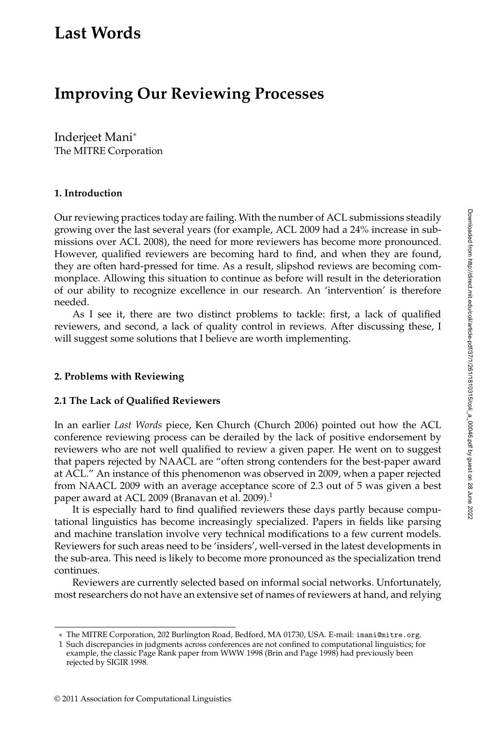# Last Words

## Improving Our Reviewing Processes

Inderjeet Mani*
The MITRE Corporation

### 1. Introduction

Our reviewing practices today are failing. With the number of ACL submissions steadily growing over the last several years (for example, ACL 2009 had a 24% increase in submissions over ACL 2008), the need for more reviewers has become more pronounced. However, qualified reviewers are becoming hard to find, and when they are found, they are often hard-pressed for time. As a result, slipshod reviews are becoming commonplace. Allowing this situation to continue as before will result in the deterioration of our ability to recognize excellence in our research. An 'intervention' is therefore needed.

As I see it, there are two distinct problems to tackle: first, a lack of qualified reviewers, and second, a lack of quality control in reviews. After discussing these, I will suggest some solutions that I believe are worth implementing.

### 2. Problems with Reviewing

#### 2.1 The Lack of Qualified Reviewers

In an earlier *Last Words* piece, Ken Church (Church 2006) pointed out how the ACL conference reviewing process can be derailed by the lack of positive endorsement by reviewers who are not well qualified to review a given paper. He went on to suggest that papers rejected by NAACL are "often strong contenders for the best-paper award at ACL." An instance of this phenomenon was observed in 2009, when a paper rejected from NAACL 2009 with an average acceptance score of 2.3 out of 5 was given a best paper award at ACL 2009 (Branavan et al. 2009).[1]

It is especially hard to find qualified reviewers these days partly because computational linguistics has become increasingly specialized. Papers in fields like parsing and machine translation involve very technical modifications to a few current models. Reviewers for such areas need to be 'insiders', well-versed in the latest developments in the sub-area. This need is likely to become more pronounced as the specialization trend continues.

Reviewers are currently selected based on informal social networks. Unfortunately, most researchers do not have an extensive set of names of reviewers at hand, and relying

---

* The MITRE Corporation, 202 Burlington Road, Bedford, MA 01730, USA. E-mail: imani@mitre.org.

1 Such discrepancies in judgments across conferences are not confined to computational linguistics; for example, the classic Page Rank paper from WWW 1998 (Brin and Page 1998) had previously been rejected by SIGIR 1998.

© 2011 Association for Computational Linguistics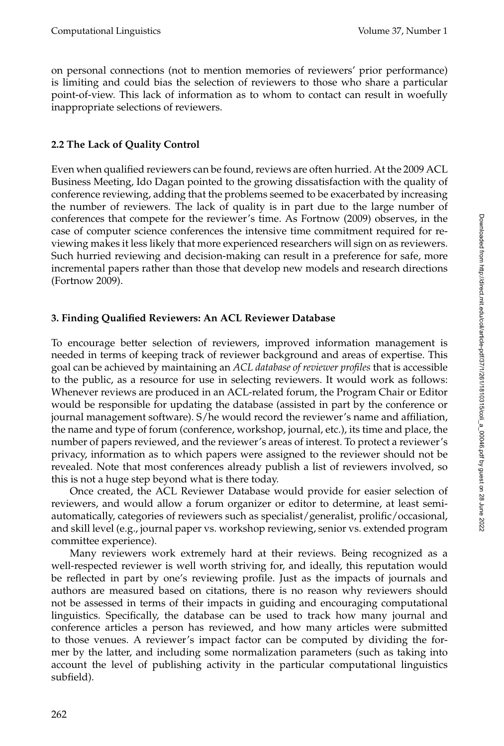on personal connections (not to mention memories of reviewers' prior performance) is limiting and could bias the selection of reviewers to those who share a particular point-of-view. This lack of information as to whom to contact can result in woefully inappropriate selections of reviewers.

### 2.2 The Lack of Quality Control

Even when qualified reviewers can be found, reviews are often hurried. At the 2009 ACL Business Meeting, Ido Dagan pointed to the growing dissatisfaction with the quality of conference reviewing, adding that the problems seemed to be exacerbated by increasing the number of reviewers. The lack of quality is in part due to the large number of conferences that compete for the reviewer's time. As Fortnow (2009) observes, in the case of computer science conferences the intensive time commitment required for reviewing makes it less likely that more experienced researchers will sign on as reviewers. Such hurried reviewing and decision-making can result in a preference for safe, more incremental papers rather than those that develop new models and research directions (Fortnow 2009).

## 3. Finding Qualified Reviewers: An ACL Reviewer Database

To encourage better selection of reviewers, improved information management is needed in terms of keeping track of reviewer background and areas of expertise. This goal can be achieved by maintaining an *ACL database of reviewer profiles* that is accessible to the public, as a resource for use in selecting reviewers. It would work as follows: Whenever reviews are produced in an ACL-related forum, the Program Chair or Editor would be responsible for updating the database (assisted in part by the conference or journal management software). S/he would record the reviewer's name and affiliation, the name and type of forum (conference, workshop, journal, etc.), its time and place, the number of papers reviewed, and the reviewer's areas of interest. To protect a reviewer's privacy, information as to which papers were assigned to the reviewer should not be revealed. Note that most conferences already publish a list of reviewers involved, so this is not a huge step beyond what is there today.

Once created, the ACL Reviewer Database would provide for easier selection of reviewers, and would allow a forum organizer or editor to determine, at least semi-automatically, categories of reviewers such as specialist/generalist, prolific/occasional, and skill level (e.g., journal paper vs. workshop reviewing, senior vs. extended program committee experience).

Many reviewers work extremely hard at their reviews. Being recognized as a well-respected reviewer is well worth striving for, and ideally, this reputation would be reflected in part by one's reviewing profile. Just as the impacts of journals and authors are measured based on citations, there is no reason why reviewers should not be assessed in terms of their impacts in guiding and encouraging computational linguistics. Specifically, the database can be used to track how many journal and conference articles a person has reviewed, and how many articles were submitted to those venues. A reviewer's impact factor can be computed by dividing the former by the latter, and including some normalization parameters (such as taking into account the level of publishing activity in the particular computational linguistics subfield).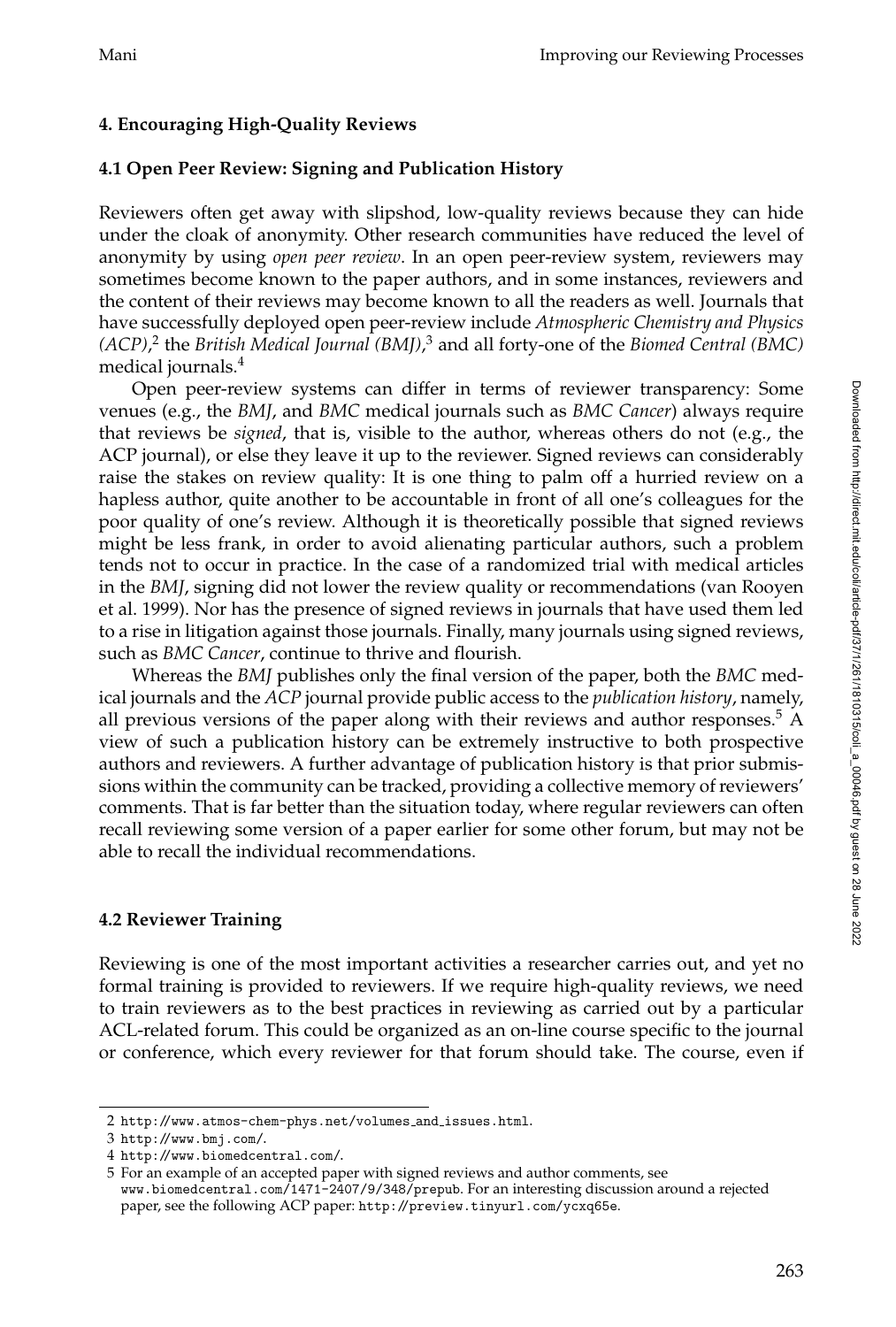## 4. Encouraging High-Quality Reviews

### 4.1 Open Peer Review: Signing and Publication History

Reviewers often get away with slipshod, low-quality reviews because they can hide under the cloak of anonymity. Other research communities have reduced the level of anonymity by using *open peer review*. In an open peer-review system, reviewers may sometimes become known to the paper authors, and in some instances, reviewers and the content of their reviews may become known to all the readers as well. Journals that have successfully deployed open peer-review include *Atmospheric Chemistry and Physics (ACP)*,[2] the *British Medical Journal (BMJ)*,[3] and all forty-one of the *Biomed Central (BMC)* medical journals.[4]

Open peer-review systems can differ in terms of reviewer transparency: Some venues (e.g., the *BMJ*, and *BMC* medical journals such as *BMC Cancer*) always require that reviews be *signed*, that is, visible to the author, whereas others do not (e.g., the ACP journal), or else they leave it up to the reviewer. Signed reviews can considerably raise the stakes on review quality: It is one thing to palm off a hurried review on a hapless author, quite another to be accountable in front of all one's colleagues for the poor quality of one's review. Although it is theoretically possible that signed reviews might be less frank, in order to avoid alienating particular authors, such a problem tends not to occur in practice. In the case of a randomized trial with medical articles in the *BMJ*, signing did not lower the review quality or recommendations (van Rooyen et al. 1999). Nor has the presence of signed reviews in journals that have used them led to a rise in litigation against those journals. Finally, many journals using signed reviews, such as *BMC Cancer*, continue to thrive and flourish.

Whereas the *BMJ* publishes only the final version of the paper, both the *BMC* medical journals and the *ACP* journal provide public access to the *publication history*, namely, all previous versions of the paper along with their reviews and author responses.[5] A view of such a publication history can be extremely instructive to both prospective authors and reviewers. A further advantage of publication history is that prior submissions within the community can be tracked, providing a collective memory of reviewers' comments. That is far better than the situation today, where regular reviewers can often recall reviewing some version of a paper earlier for some other forum, but may not be able to recall the individual recommendations.

### 4.2 Reviewer Training

Reviewing is one of the most important activities a researcher carries out, and yet no formal training is provided to reviewers. If we require high-quality reviews, we need to train reviewers as to the best practices in reviewing as carried out by a particular ACL-related forum. This could be organized as an on-line course specific to the journal or conference, which every reviewer for that forum should take. The course, even if

---

2 http://www.atmos-chem-phys.net/volumes_and_issues.html.

3 http://www.bmj.com/.

4 http://www.biomedcentral.com/.

5 For an example of an accepted paper with signed reviews and author comments, see www.biomedcentral.com/1471-2407/9/348/prepub. For an interesting discussion around a rejected paper, see the following ACP paper: http://preview.tinyurl.com/ycxq65e.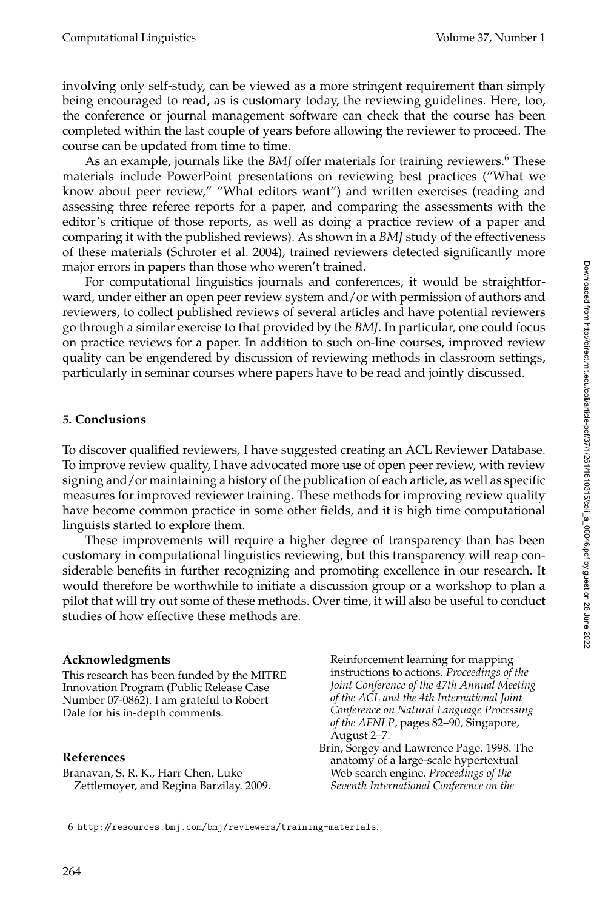involving only self-study, can be viewed as a more stringent requirement than simply being encouraged to read, as is customary today, the reviewing guidelines. Here, too, the conference or journal management software can check that the course has been completed within the last couple of years before allowing the reviewer to proceed. The course can be updated from time to time.

As an example, journals like the *BMJ* offer materials for training reviewers.[6] These materials include PowerPoint presentations on reviewing best practices ("What we know about peer review," "What editors want") and written exercises (reading and assessing three referee reports for a paper, and comparing the assessments with the editor's critique of those reports, as well as doing a practice review of a paper and comparing it with the published reviews). As shown in a *BMJ* study of the effectiveness of these materials (Schroter et al. 2004), trained reviewers detected significantly more major errors in papers than those who weren't trained.

For computational linguistics journals and conferences, it would be straightforward, under either an open peer review system and/or with permission of authors and reviewers, to collect published reviews of several articles and have potential reviewers go through a similar exercise to that provided by the *BMJ*. In particular, one could focus on practice reviews for a paper. In addition to such on-line courses, improved review quality can be engendered by discussion of reviewing methods in classroom settings, particularly in seminar courses where papers have to be read and jointly discussed.

## 5. Conclusions

To discover qualified reviewers, I have suggested creating an ACL Reviewer Database. To improve review quality, I have advocated more use of open peer review, with review signing and/or maintaining a history of the publication of each article, as well as specific measures for improved reviewer training. These methods for improving review quality have become common practice in some other fields, and it is high time computational linguists started to explore them.

These improvements will require a higher degree of transparency than has been customary in computational linguistics reviewing, but this transparency will reap considerable benefits in further recognizing and promoting excellence in our research. It would therefore be worthwhile to initiate a discussion group or a workshop to plan a pilot that will try out some of these methods. Over time, it will also be useful to conduct studies of how effective these methods are.

### Acknowledgments

This research has been funded by the MITRE Innovation Program (Public Release Case Number 07-0862). I am grateful to Robert Dale for his in-depth comments.

### References

Branavan, S. R. K., Harr Chen, Luke Zettlemoyer, and Regina Barzilay. 2009. Reinforcement learning for mapping instructions to actions. *Proceedings of the Joint Conference of the 47th Annual Meeting of the ACL and the 4th International Joint Conference on Natural Language Processing of the AFNLP*, pages 82–90, Singapore, August 2–7.

Brin, Sergey and Lawrence Page. 1998. The anatomy of a large-scale hypertextual Web search engine. *Proceedings of the Seventh International Conference on the*

6 http://resources.bmj.com/bmj/reviewers/training-materials.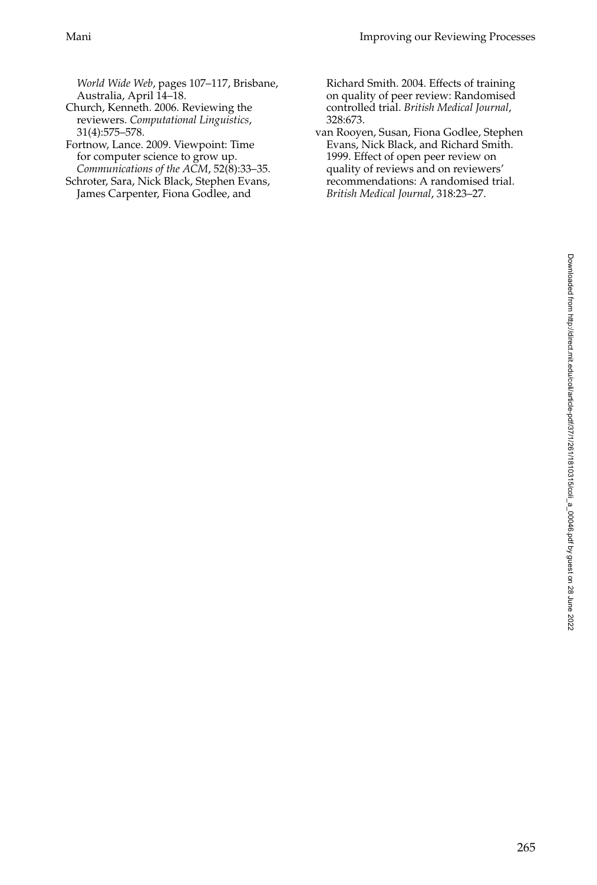*World Wide Web*, pages 107–117, Brisbane, Australia, April 14–18.

Church, Kenneth. 2006. Reviewing the reviewers. *Computational Linguistics*, 31(4):575–578.

Fortnow, Lance. 2009. Viewpoint: Time for computer science to grow up. *Communications of the ACM*, 52(8):33–35.

Schroter, Sara, Nick Black, Stephen Evans, James Carpenter, Fiona Godlee, and Richard Smith. 2004. Effects of training on quality of peer review: Randomised controlled trial. *British Medical Journal*, 328:673.

van Rooyen, Susan, Fiona Godlee, Stephen Evans, Nick Black, and Richard Smith. 1999. Effect of open peer review on quality of reviews and on reviewers' recommendations: A randomised trial. *British Medical Journal*, 318:23–27.